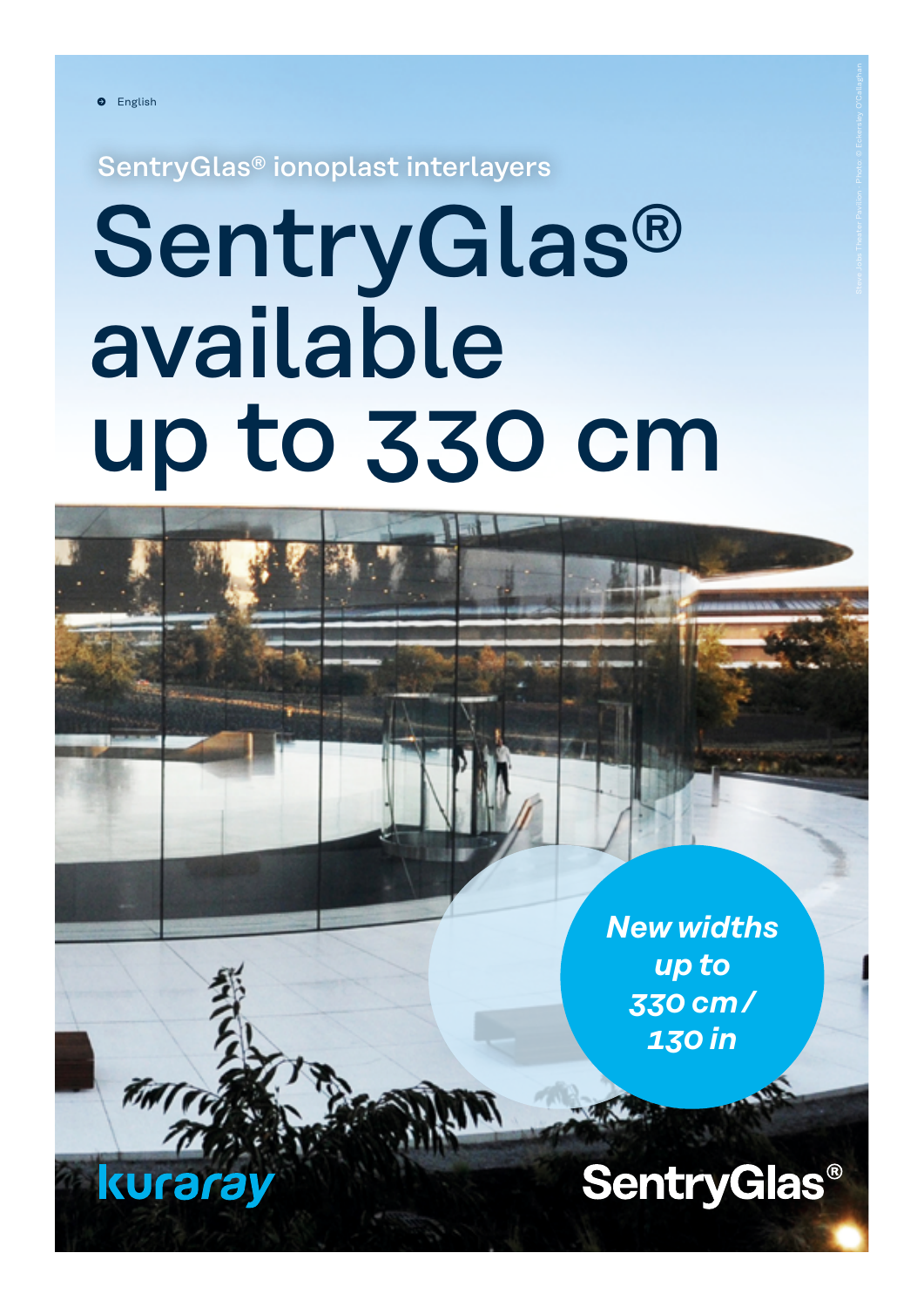English

SentryGlas® ionoplast interlayers

# SentryGlas® available up to 330 cm

*New widths up to 330 cm / 130 in*

Steve Jobs Theater Pavilion. Photo: © Eckersley O'Callaghan

kuraray

SentryGlas®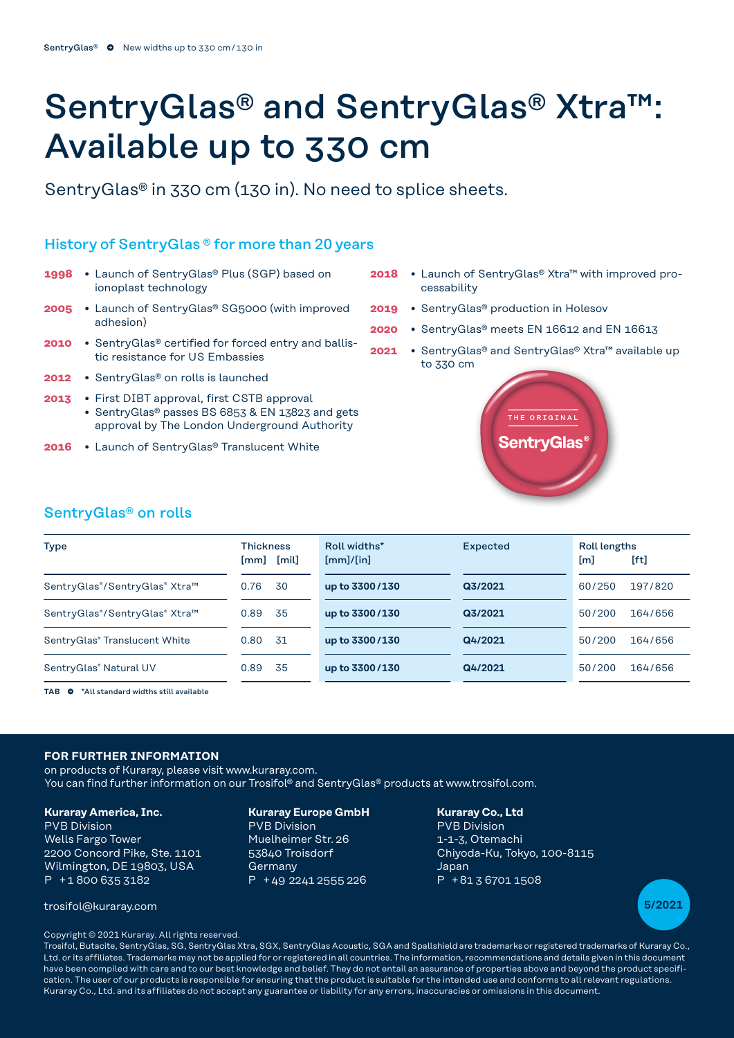# SentryGlas® and SentryGlas® Xtra™: Available up to 330 cm

SentryGlas® in 330 cm (130 in). No need to splice sheets.

## History of SentryGlas ® for more than 20 years

**1998** • Launch of SentryGlas® Plus (SGP) based on ionoplast technology

**2005** • Launch of SentryGlas® SG5000 (with improved adhesion)

**2010** • SentryGlas® certified for forced entry and ballistic resistance for US Embassies

**2012** • SentryGlas® on rolls is launched

**2013** • First DIBT approval, first CSTB approval
• SentryGlas® passes BS 6853 & EN 13823 and gets approval by The London Underground Authority

**2016** • Launch of SentryGlas® Translucent White

**2018** • Launch of SentryGlas® Xtra™ with improved processability

**2019** • SentryGlas® production in Holesov

**2020** • SentryGlas® meets EN 16612 and EN 16613

**2021** • SentryGlas® and SentryGlas® Xtra™ available up to 330 cm

THE ORIGINAL SentryGlas®

## SentryGlas® on rolls

| Type | Thickness [mm] | [mil] | Roll widths* [mm]/[in] | Expected | Roll lengths [m] | [ft] |
|---|---|---|---|---|---|---|
| SentryGlas®/SentryGlas® Xtra™ | 0.76 | 30 | **up to 3300/130** | **Q3/2021** | 60/250 | 197/820 |
| SentryGlas®/SentryGlas® Xtra™ | 0.89 | 35 | **up to 3300/130** | **Q3/2021** | 50/200 | 164/656 |
| SentryGlas® Translucent White | 0.80 | 31 | **up to 3300/130** | **Q4/2021** | 50/200 | 164/656 |
| SentryGlas® Natural UV | 0.89 | 35 | **up to 3300/130** | **Q4/2021** | 50/200 | 164/656 |

**TAB** *All standard widths still available

**FOR FURTHER INFORMATION**
on products of Kuraray, please visit www.kuraray.com.
You can find further information on our Trosifol® and SentryGlas® products at www.trosifol.com.

**Kuraray America, Inc.**
PVB Division
Wells Fargo Tower
2200 Concord Pike, Ste. 1101
Wilmington, DE 19803, USA
P +1 800 635 3182

**Kuraray Europe GmbH**
PVB Division
Muelheimer Str. 26
53840 Troisdorf
Germany
P +49 2241 2555 226

**Kuraray Co., Ltd**
PVB Division
1-1-3, Otemachi
Chiyoda-Ku, Tokyo, 100-8115
Japan
P +81 3 6701 1508

trosifol@kuraray.com

5/2021

Copyright © 2021 Kuraray. All rights reserved.
Trosifol, Butacite, SentryGlas, SG, SentryGlas Xtra, SGX, SentryGlas Acoustic, SGA and Spallshield are trademarks or registered trademarks of Kuraray Co., Ltd. or its affiliates. Trademarks may not be applied for or registered in all countries. The information, recommendations and details given in this document have been compiled with care and to our best knowledge and belief. They do not entail an assurance of properties above and beyond the product specification. The user of our products is responsible for ensuring that the product is suitable for the intended use and conforms to all relevant regulations. Kuraray Co., Ltd. and its affiliates do not accept any guarantee or liability for any errors, inaccuracies or omissions in this document.